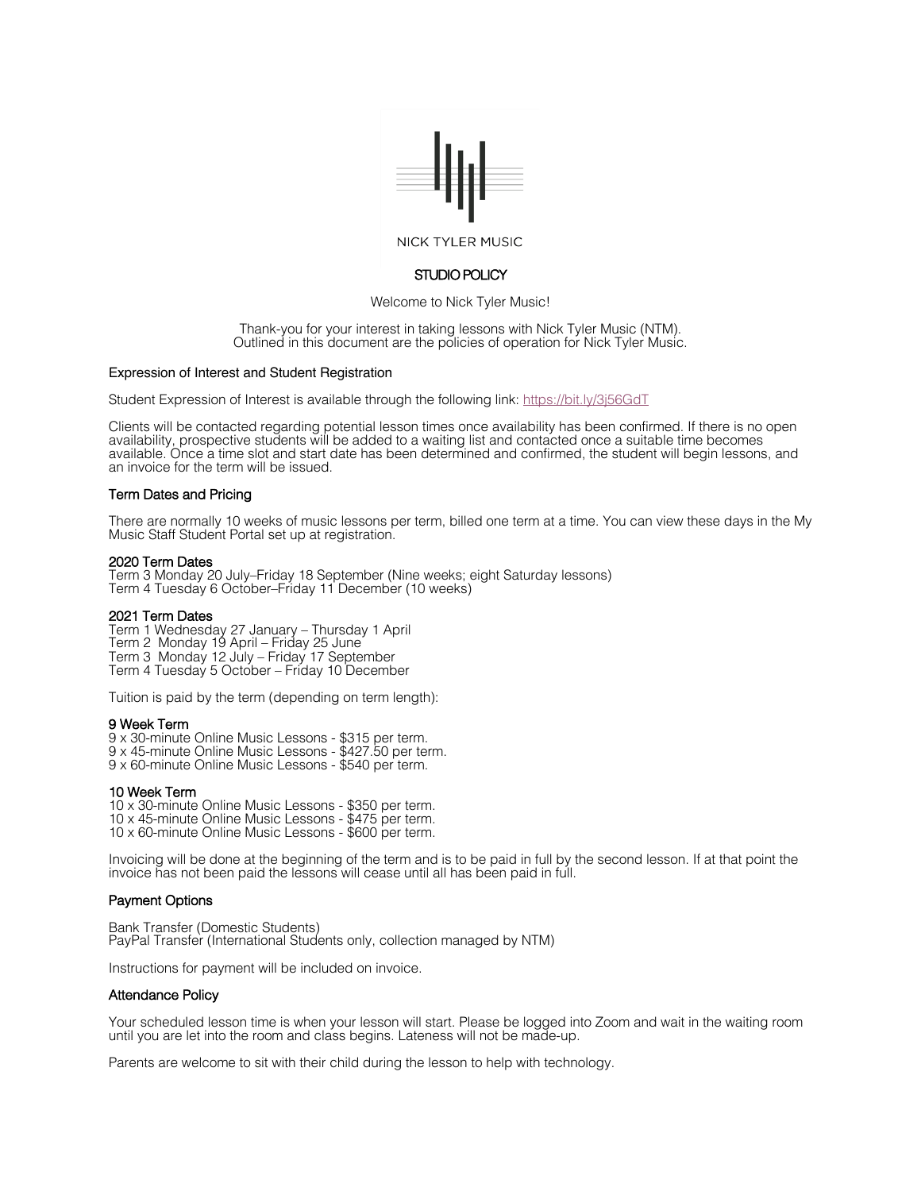NICK TYLER MUSIC

# STUDIO POLICY

Welcome to Nick Tyler Music!

Thank-you for your interest in taking lessons with Nick Tyler Music (NTM).
Outlined in this document are the policies of operation for Nick Tyler Music.

## Expression of Interest and Student Registration

Student Expression of Interest is available through the following link: https://bit.ly/3j56GdT

Clients will be contacted regarding potential lesson times once availability has been confirmed. If there is no open availability, prospective students will be added to a waiting list and contacted once a suitable time becomes available. Once a time slot and start date has been determined and confirmed, the student will begin lessons, and an invoice for the term will be issued.

## Term Dates and Pricing

There are normally 10 weeks of music lessons per term, billed one term at a time. You can view these days in the My Music Staff Student Portal set up at registration.

### 2020 Term Dates

Term 3 Monday 20 July–Friday 18 September (Nine weeks; eight Saturday lessons)
Term 4 Tuesday 6 October–Friday 11 December (10 weeks)

### 2021 Term Dates

Term 1 Wednesday 27 January – Thursday 1 April
Term 2 Monday 19 April – Friday 25 June
Term 3 Monday 12 July – Friday 17 September
Term 4 Tuesday 5 October – Friday 10 December

Tuition is paid by the term (depending on term length):

### 9 Week Term

9 x 30-minute Online Music Lessons - $315 per term.
9 x 45-minute Online Music Lessons - $427.50 per term.
9 x 60-minute Online Music Lessons - $540 per term.

### 10 Week Term

10 x 30-minute Online Music Lessons - $350 per term.
10 x 45-minute Online Music Lessons - $475 per term.
10 x 60-minute Online Music Lessons - $600 per term.

Invoicing will be done at the beginning of the term and is to be paid in full by the second lesson. If at that point the invoice has not been paid the lessons will cease until all has been paid in full.

## Payment Options

Bank Transfer (Domestic Students)
PayPal Transfer (International Students only, collection managed by NTM)

Instructions for payment will be included on invoice.

## Attendance Policy

Your scheduled lesson time is when your lesson will start. Please be logged into Zoom and wait in the waiting room until you are let into the room and class begins. Lateness will not be made-up.

Parents are welcome to sit with their child during the lesson to help with technology.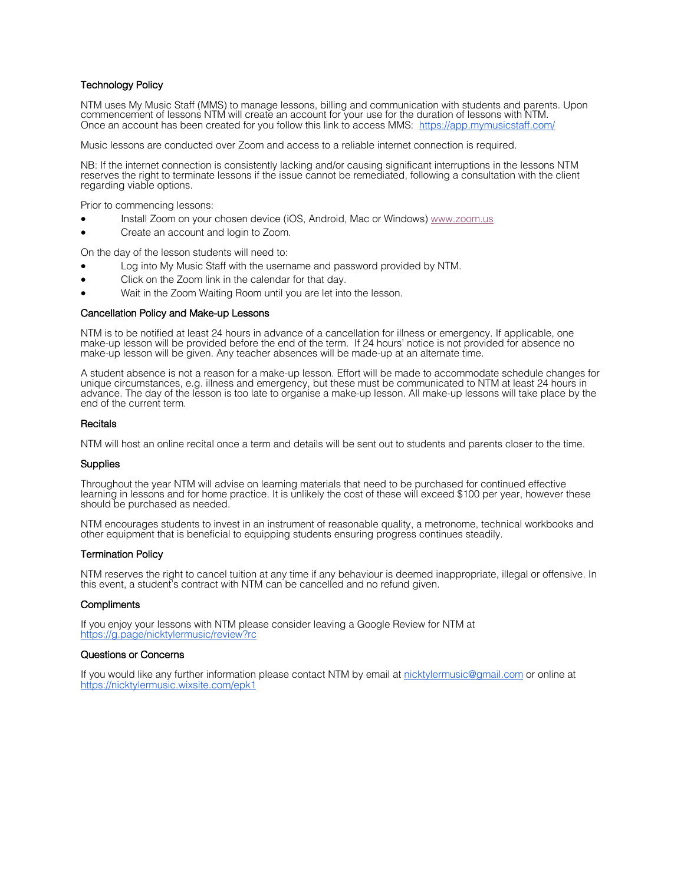## Technology Policy

NTM uses My Music Staff (MMS) to manage lessons, billing and communication with students and parents. Upon commencement of lessons NTM will create an account for your use for the duration of lessons with NTM. Once an account has been created for you follow this link to access MMS: https://app.mymusicstaff.com/

Music lessons are conducted over Zoom and access to a reliable internet connection is required.

NB: If the internet connection is consistently lacking and/or causing significant interruptions in the lessons NTM reserves the right to terminate lessons if the issue cannot be remediated, following a consultation with the client regarding viable options.

Prior to commencing lessons:

- Install Zoom on your chosen device (iOS, Android, Mac or Windows) www.zoom.us
- Create an account and login to Zoom.

On the day of the lesson students will need to:

- Log into My Music Staff with the username and password provided by NTM.
- Click on the Zoom link in the calendar for that day.
- Wait in the Zoom Waiting Room until you are let into the lesson.

## Cancellation Policy and Make-up Lessons

NTM is to be notified at least 24 hours in advance of a cancellation for illness or emergency. If applicable, one make-up lesson will be provided before the end of the term. If 24 hours' notice is not provided for absence no make-up lesson will be given. Any teacher absences will be made-up at an alternate time.

A student absence is not a reason for a make-up lesson. Effort will be made to accommodate schedule changes for unique circumstances, e.g. illness and emergency, but these must be communicated to NTM at least 24 hours in advance. The day of the lesson is too late to organise a make-up lesson. All make-up lessons will take place by the end of the current term.

## Recitals

NTM will host an online recital once a term and details will be sent out to students and parents closer to the time.

## Supplies

Throughout the year NTM will advise on learning materials that need to be purchased for continued effective learning in lessons and for home practice. It is unlikely the cost of these will exceed $100 per year, however these should be purchased as needed.

NTM encourages students to invest in an instrument of reasonable quality, a metronome, technical workbooks and other equipment that is beneficial to equipping students ensuring progress continues steadily.

## Termination Policy

NTM reserves the right to cancel tuition at any time if any behaviour is deemed inappropriate, illegal or offensive. In this event, a student's contract with NTM can be cancelled and no refund given.

## Compliments

If you enjoy your lessons with NTM please consider leaving a Google Review for NTM at https://g.page/nicktylermusic/review?rc

## Questions or Concerns

If you would like any further information please contact NTM by email at nicktylermusic@gmail.com or online at https://nicktylermusic.wixsite.com/epk1